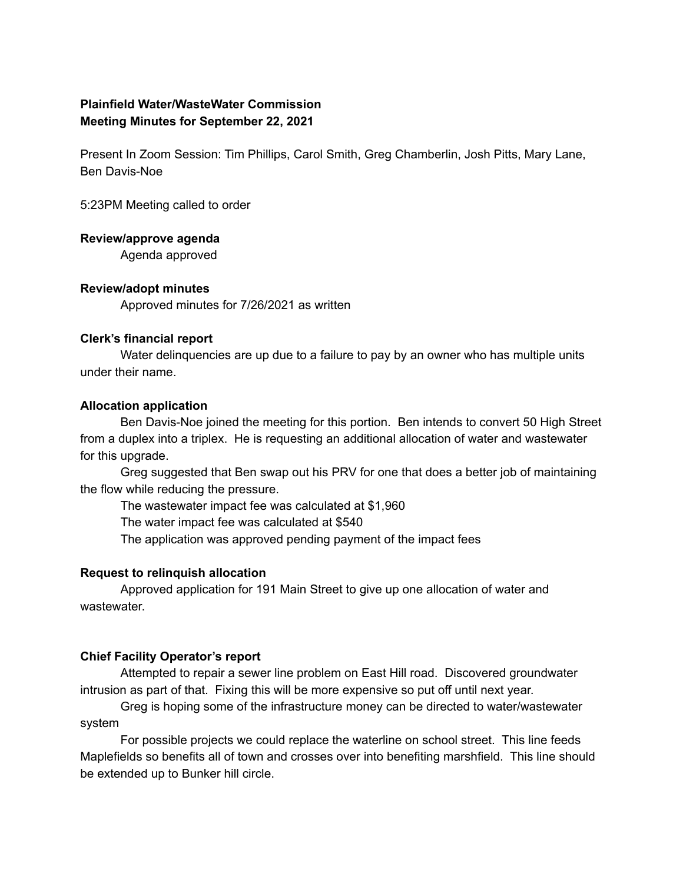**Plainfield Water/WasteWater Commission**
**Meeting Minutes for September 22, 2021**

Present In Zoom Session: Tim Phillips, Carol Smith, Greg Chamberlin, Josh Pitts, Mary Lane, Ben Davis-Noe

5:23PM Meeting called to order

**Review/approve agenda**

Agenda approved

**Review/adopt minutes**

Approved minutes for 7/26/2021 as written

**Clerk's financial report**

Water delinquencies are up due to a failure to pay by an owner who has multiple units under their name.

**Allocation application**

Ben Davis-Noe joined the meeting for this portion. Ben intends to convert 50 High Street from a duplex into a triplex. He is requesting an additional allocation of water and wastewater for this upgrade.

Greg suggested that Ben swap out his PRV for one that does a better job of maintaining the flow while reducing the pressure.

The wastewater impact fee was calculated at $1,960

The water impact fee was calculated at $540

The application was approved pending payment of the impact fees

**Request to relinquish allocation**

Approved application for 191 Main Street to give up one allocation of water and wastewater.

**Chief Facility Operator's report**

Attempted to repair a sewer line problem on East Hill road. Discovered groundwater intrusion as part of that. Fixing this will be more expensive so put off until next year.

Greg is hoping some of the infrastructure money can be directed to water/wastewater system

For possible projects we could replace the waterline on school street. This line feeds Maplefields so benefits all of town and crosses over into benefiting marshfield. This line should be extended up to Bunker hill circle.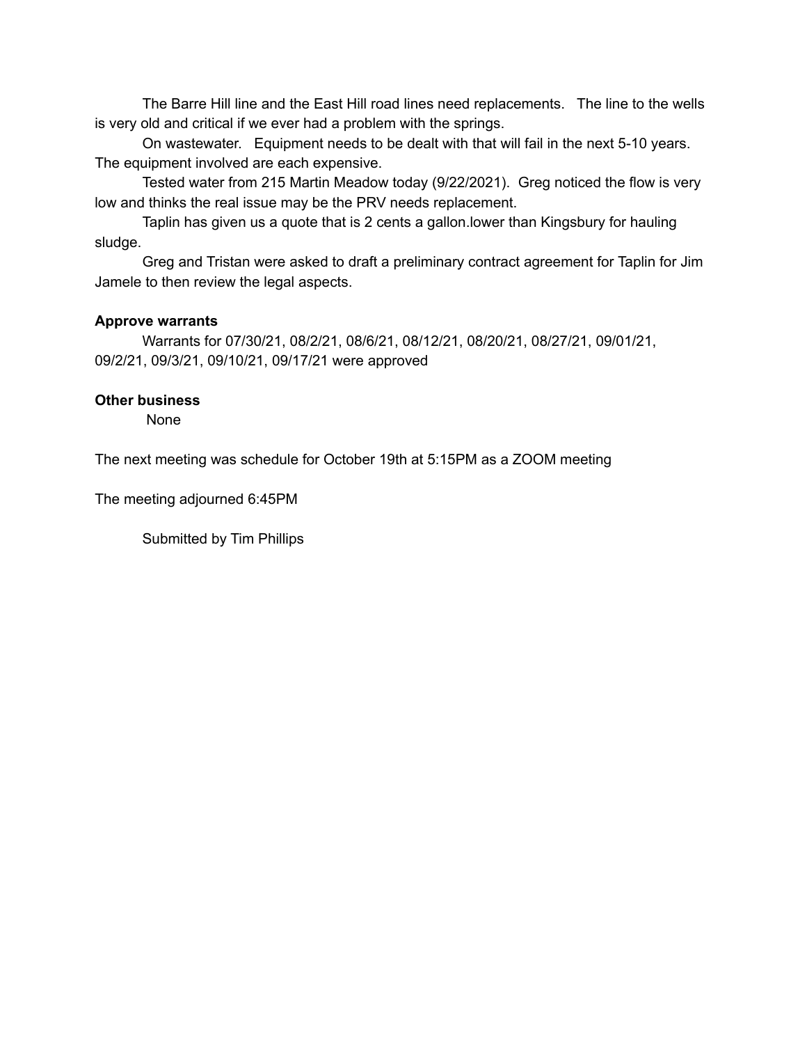The Barre Hill line and the East Hill road lines need replacements.   The line to the wells is very old and critical if we ever had a problem with the springs.

On wastewater.   Equipment needs to be dealt with that will fail in the next 5-10 years. The equipment involved are each expensive.

Tested water from 215 Martin Meadow today (9/22/2021).  Greg noticed the flow is very low and thinks the real issue may be the PRV needs replacement.

Taplin has given us a quote that is 2 cents a gallon.lower than Kingsbury for hauling sludge.

Greg and Tristan were asked to draft a preliminary contract agreement for Taplin for Jim Jamele to then review the legal aspects.

**Approve warrants**

Warrants for 07/30/21, 08/2/21, 08/6/21, 08/12/21, 08/20/21, 08/27/21, 09/01/21, 09/2/21, 09/3/21, 09/10/21, 09/17/21 were approved

**Other business**

None

The next meeting was schedule for October 19th at 5:15PM as a ZOOM meeting

The meeting adjourned 6:45PM

Submitted by Tim Phillips